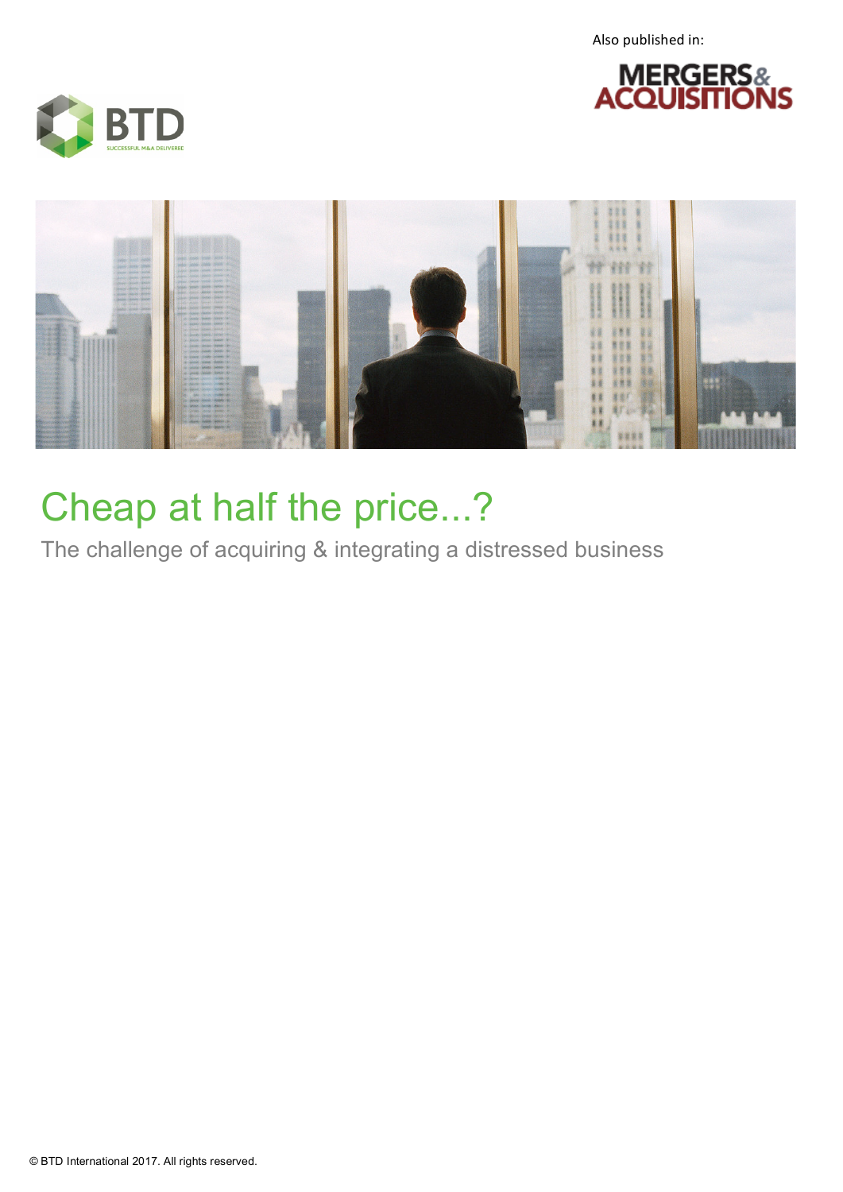Also published in:

MERGERS & ACQUISITIONS

BTD

SUCCESSFUL M&A DELIVERED

# Cheap at half the price...?

## The challenge of acquiring & integrating a distressed business

© BTD International 2017. All rights reserved.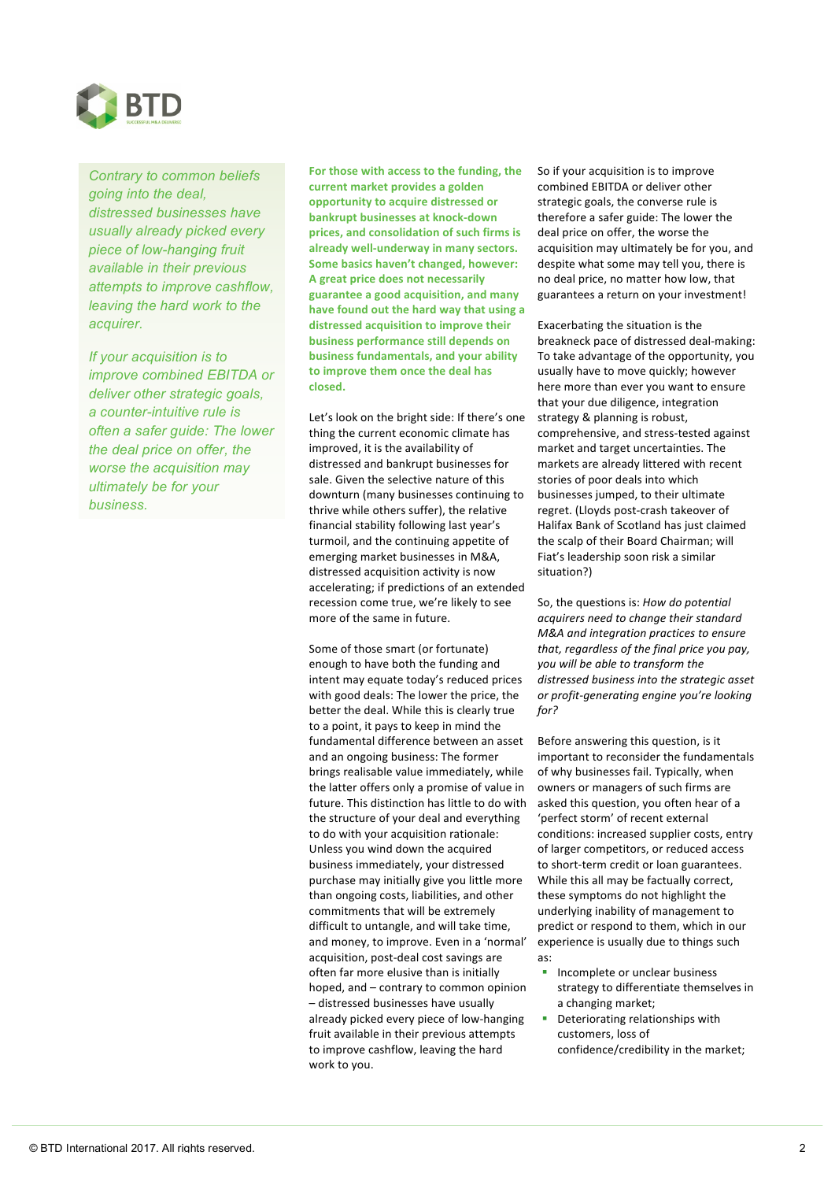*Contrary to common beliefs going into the deal, distressed businesses have usually already picked every piece of low-hanging fruit available in their previous attempts to improve cashflow, leaving the hard work to the acquirer.*

*If your acquisition is to improve combined EBITDA or deliver other strategic goals, a counter-intuitive rule is often a safer guide: The lower the deal price on offer, the worse the acquisition may ultimately be for your business.*

**For those with access to the funding, the current market provides a golden opportunity to acquire distressed or bankrupt businesses at knock-down prices, and consolidation of such firms is already well-underway in many sectors. Some basics haven't changed, however: A great price does not necessarily guarantee a good acquisition, and many have found out the hard way that using a distressed acquisition to improve their business performance still depends on business fundamentals, and your ability to improve them once the deal has closed.**

Let's look on the bright side: If there's one thing the current economic climate has improved, it is the availability of distressed and bankrupt businesses for sale. Given the selective nature of this downturn (many businesses continuing to thrive while others suffer), the relative financial stability following last year's turmoil, and the continuing appetite of emerging market businesses in M&A, distressed acquisition activity is now accelerating; if predictions of an extended recession come true, we're likely to see more of the same in future.

Some of those smart (or fortunate) enough to have both the funding and intent may equate today's reduced prices with good deals: The lower the price, the better the deal. While this is clearly true to a point, it pays to keep in mind the fundamental difference between an asset and an ongoing business: The former brings realisable value immediately, while the latter offers only a promise of value in future. This distinction has little to do with the structure of your deal and everything to do with your acquisition rationale: Unless you wind down the acquired business immediately, your distressed purchase may initially give you little more than ongoing costs, liabilities, and other commitments that will be extremely difficult to untangle, and will take time, and money, to improve. Even in a 'normal' acquisition, post-deal cost savings are often far more elusive than is initially hoped, and – contrary to common opinion – distressed businesses have usually already picked every piece of low-hanging fruit available in their previous attempts to improve cashflow, leaving the hard work to you.

So if your acquisition is to improve combined EBITDA or deliver other strategic goals, the converse rule is therefore a safer guide: The lower the deal price on offer, the worse the acquisition may ultimately be for you, and despite what some may tell you, there is no deal price, no matter how low, that guarantees a return on your investment!

Exacerbating the situation is the breakneck pace of distressed deal-making: To take advantage of the opportunity, you usually have to move quickly; however here more than ever you want to ensure that your due diligence, integration strategy & planning is robust, comprehensive, and stress-tested against market and target uncertainties. The markets are already littered with recent stories of poor deals into which businesses jumped, to their ultimate regret. (Lloyds post-crash takeover of Halifax Bank of Scotland has just claimed the scalp of their Board Chairman; will Fiat's leadership soon risk a similar situation?)

So, the questions is: *How do potential acquirers need to change their standard M&A and integration practices to ensure that, regardless of the final price you pay, you will be able to transform the distressed business into the strategic asset or profit-generating engine you're looking for?*

Before answering this question, is it important to reconsider the fundamentals of why businesses fail. Typically, when owners or managers of such firms are asked this question, you often hear of a 'perfect storm' of recent external conditions: increased supplier costs, entry of larger competitors, or reduced access to short-term credit or loan guarantees. While this all may be factually correct, these symptoms do not highlight the underlying inability of management to predict or respond to them, which in our experience is usually due to things such as:

- Incomplete or unclear business strategy to differentiate themselves in a changing market;
- Deteriorating relationships with customers, loss of confidence/credibility in the market;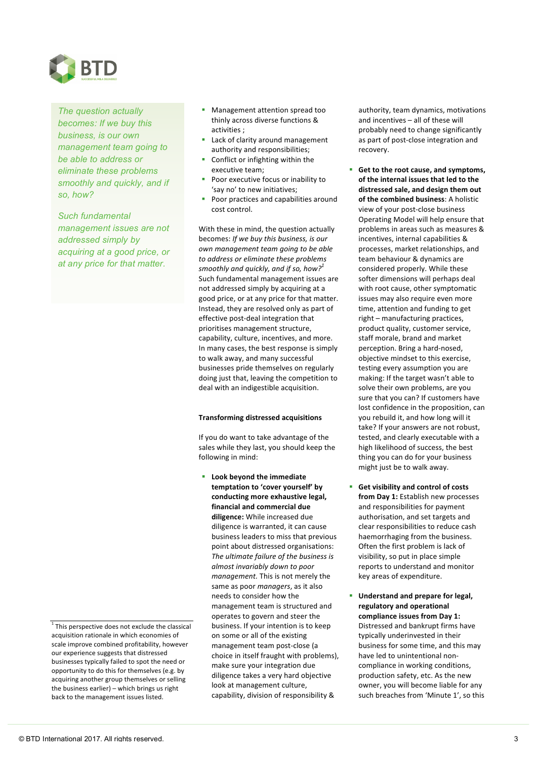*The question actually becomes: If we buy this business, is our own management team going to be able to address or eliminate these problems smoothly and quickly, and if so, how?*

*Such fundamental management issues are not addressed simply by acquiring at a good price, or at any price for that matter.*

- Management attention spread too thinly across diverse functions & activities ;
- Lack of clarity around management authority and responsibilities;
- Conflict or infighting within the executive team;
- Poor executive focus or inability to 'say no' to new initiatives;
- Poor practices and capabilities around cost control.

With these in mind, the question actually becomes: *If we buy this business, is our own management team going to be able to address or eliminate these problems smoothly and quickly, and if so, how?*[1] Such fundamental management issues are not addressed simply by acquiring at a good price, or at any price for that matter. Instead, they are resolved only as part of effective post-deal integration that prioritises management structure, capability, culture, incentives, and more. In many cases, the best response is simply to walk away, and many successful businesses pride themselves on regularly doing just that, leaving the competition to deal with an indigestible acquisition.

**Transforming distressed acquisitions**

If you do want to take advantage of the sales while they last, you should keep the following in mind:

- **Look beyond the immediate temptation to 'cover yourself' by conducting more exhaustive legal, financial and commercial due diligence:** While increased due diligence is warranted, it can cause business leaders to miss that previous point about distressed organisations: *The ultimate failure of the business is almost invariably down to poor management.* This is not merely the same as poor *managers*, as it also needs to consider how the management team is structured and operates to govern and steer the business. If your intention is to keep on some or all of the existing management team post-close (a choice in itself fraught with problems), make sure your integration due diligence takes a very hard objective look at management culture, capability, division of responsibility & authority, team dynamics, motivations and incentives – all of these will probably need to change significantly as part of post-close integration and recovery.

- **Get to the root cause, and symptoms, of the internal issues that led to the distressed sale, and design them out of the combined business**: A holistic view of your post-close business Operating Model will help ensure that problems in areas such as measures & incentives, internal capabilities & processes, market relationships, and team behaviour & dynamics are considered properly. While these softer dimensions will perhaps deal with root cause, other symptomatic issues may also require even more time, attention and funding to get right – manufacturing practices, product quality, customer service, staff morale, brand and market perception. Bring a hard-nosed, objective mindset to this exercise, testing every assumption you are making: If the target wasn't able to solve their own problems, are you sure that you can? If customers have lost confidence in the proposition, can you rebuild it, and how long will it take? If your answers are not robust, tested, and clearly executable with a high likelihood of success, the best thing you can do for your business might just be to walk away.

- **Get visibility and control of costs from Day 1:** Establish new processes and responsibilities for payment authorisation, and set targets and clear responsibilities to reduce cash haemorrhaging from the business. Often the first problem is lack of visibility, so put in place simple reports to understand and monitor key areas of expenditure.

- **Understand and prepare for legal, regulatory and operational compliance issues from Day 1:** Distressed and bankrupt firms have typically underinvested in their business for some time, and this may have led to unintentional non-compliance in working conditions, production safety, etc. As the new owner, you will become liable for any such breaches from 'Minute 1', so this

[1] This perspective does not exclude the classical acquisition rationale in which economies of scale improve combined profitability, however our experience suggests that distressed businesses typically failed to spot the need or opportunity to do this for themselves (e.g. by acquiring another group themselves or selling the business earlier) – which brings us right back to the management issues listed.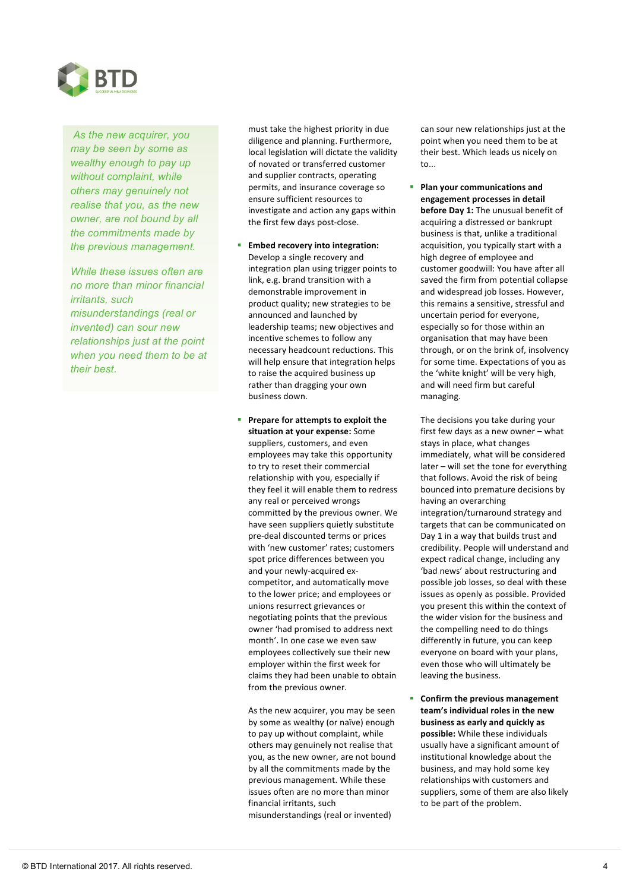*As the new acquirer, you may be seen by some as wealthy enough to pay up without complaint, while others may genuinely not realise that you, as the new owner, are not bound by all the commitments made by the previous management.*

*While these issues often are no more than minor financial irritants, such misunderstandings (real or invented) can sour new relationships just at the point when you need them to be at their best.*

must take the highest priority in due diligence and planning. Furthermore, local legislation will dictate the validity of novated or transferred customer and supplier contracts, operating permits, and insurance coverage so ensure sufficient resources to investigate and action any gaps within the first few days post-close.

- **Embed recovery into integration:** Develop a single recovery and integration plan using trigger points to link, e.g. brand transition with a demonstrable improvement in product quality; new strategies to be announced and launched by leadership teams; new objectives and incentive schemes to follow any necessary headcount reductions. This will help ensure that integration helps to raise the acquired business up rather than dragging your own business down.

- **Prepare for attempts to exploit the situation at your expense:** Some suppliers, customers, and even employees may take this opportunity to try to reset their commercial relationship with you, especially if they feel it will enable them to redress any real or perceived wrongs committed by the previous owner. We have seen suppliers quietly substitute pre-deal discounted terms or prices with 'new customer' rates; customers spot price differences between you and your newly-acquired ex-competitor, and automatically move to the lower price; and employees or unions resurrect grievances or negotiating points that the previous owner 'had promised to address next month'. In one case we even saw employees collectively sue their new employer within the first week for claims they had been unable to obtain from the previous owner.

  As the new acquirer, you may be seen by some as wealthy (or naïve) enough to pay up without complaint, while others may genuinely not realise that you, as the new owner, are not bound by all the commitments made by the previous management. While these issues often are no more than minor financial irritants, such misunderstandings (real or invented) can sour new relationships just at the point when you need them to be at their best. Which leads us nicely on to...

- **Plan your communications and engagement processes in detail before Day 1:** The unusual benefit of acquiring a distressed or bankrupt business is that, unlike a traditional acquisition, you typically start with a high degree of employee and customer goodwill: You have after all saved the firm from potential collapse and widespread job losses. However, this remains a sensitive, stressful and uncertain period for everyone, especially so for those within an organisation that may have been through, or on the brink of, insolvency for some time. Expectations of you as the 'white knight' will be very high, and will need firm but careful managing.

  The decisions you take during your first few days as a new owner – what stays in place, what changes immediately, what will be considered later – will set the tone for everything that follows. Avoid the risk of being bounced into premature decisions by having an overarching integration/turnaround strategy and targets that can be communicated on Day 1 in a way that builds trust and credibility. People will understand and expect radical change, including any 'bad news' about restructuring and possible job losses, so deal with these issues as openly as possible. Provided you present this within the context of the wider vision for the business and the compelling need to do things differently in future, you can keep everyone on board with your plans, even those who will ultimately be leaving the business.

- **Confirm the previous management team's individual roles in the new business as early and quickly as possible:** While these individuals usually have a significant amount of institutional knowledge about the business, and may hold some key relationships with customers and suppliers, some of them are also likely to be part of the problem.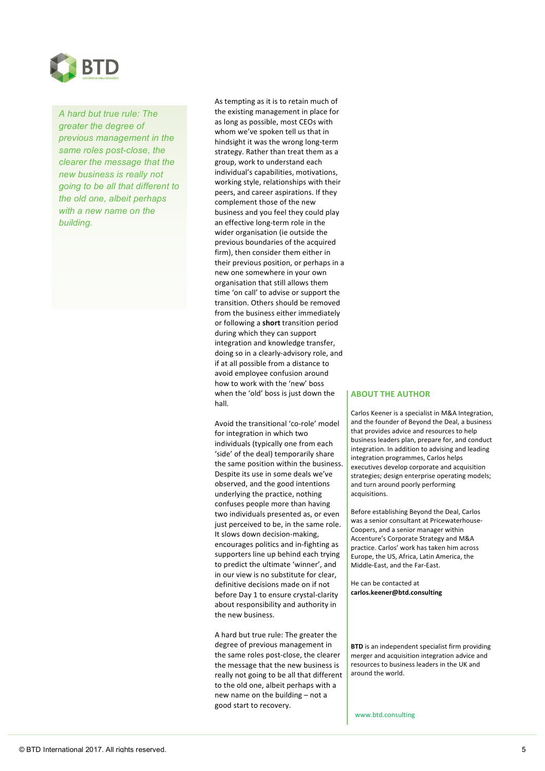*A hard but true rule: The greater the degree of previous management in the same roles post-close, the clearer the message that the new business is really not going to be all that different to the old one, albeit perhaps with a new name on the building.*

As tempting as it is to retain much of the existing management in place for as long as possible, most CEOs with whom we've spoken tell us that in hindsight it was the wrong long-term strategy. Rather than treat them as a group, work to understand each individual's capabilities, motivations, working style, relationships with their peers, and career aspirations. If they complement those of the new business and you feel they could play an effective long-term role in the wider organisation (ie outside the previous boundaries of the acquired firm), then consider them either in their previous position, or perhaps in a new one somewhere in your own organisation that still allows them time 'on call' to advise or support the transition. Others should be removed from the business either immediately or following a **short** transition period during which they can support integration and knowledge transfer, doing so in a clearly-advisory role, and if at all possible from a distance to avoid employee confusion around how to work with the 'new' boss when the 'old' boss is just down the hall.

Avoid the transitional 'co-role' model for integration in which two individuals (typically one from each 'side' of the deal) temporarily share the same position within the business. Despite its use in some deals we've observed, and the good intentions underlying the practice, nothing confuses people more than having two individuals presented as, or even just perceived to be, in the same role. It slows down decision-making, encourages politics and in-fighting as supporters line up behind each trying to predict the ultimate 'winner', and in our view is no substitute for clear, definitive decisions made on if not before Day 1 to ensure crystal-clarity about responsibility and authority in the new business.

A hard but true rule: The greater the degree of previous management in the same roles post-close, the clearer the message that the new business is really not going to be all that different to the old one, albeit perhaps with a new name on the building – not a good start to recovery.

## ABOUT THE AUTHOR

Carlos Keener is a specialist in M&A Integration, and the founder of Beyond the Deal, a business that provides advice and resources to help business leaders plan, prepare for, and conduct integration. In addition to advising and leading integration programmes, Carlos helps executives develop corporate and acquisition strategies; design enterprise operating models; and turn around poorly performing acquisitions.

Before establishing Beyond the Deal, Carlos was a senior consultant at Pricewaterhouse-Coopers, and a senior manager within Accenture's Corporate Strategy and M&A practice. Carlos' work has taken him across Europe, the US, Africa, Latin America, the Middle-East, and the Far-East.

He can be contacted at **carlos.keener@btd.consulting**

**BTD** is an independent specialist firm providing merger and acquisition integration advice and resources to business leaders in the UK and around the world.

www.btd.consulting

© BTD International 2017. All rights reserved.